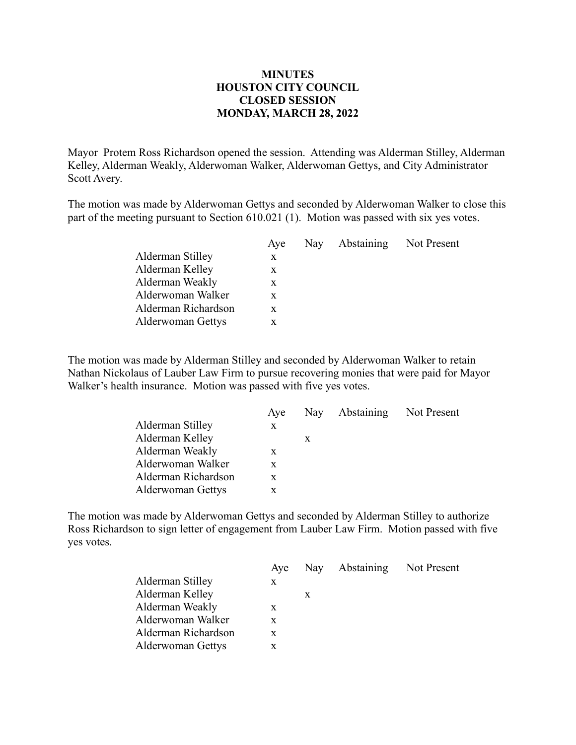**MINUTES**
**HOUSTON CITY COUNCIL**
**CLOSED SESSION**
**MONDAY, MARCH 28, 2022**

Mayor Protem Ross Richardson opened the session. Attending was Alderman Stilley, Alderman Kelley, Alderman Weakly, Alderwoman Walker, Alderwoman Gettys, and City Administrator Scott Avery.

The motion was made by Alderwoman Gettys and seconded by Alderwoman Walker to close this part of the meeting pursuant to Section 610.021 (1). Motion was passed with six yes votes.

| | Aye | Nay | Abstaining | Not Present |
|---|---|---|---|---|
| Alderman Stilley | x | | | |
| Alderman Kelley | x | | | |
| Alderman Weakly | x | | | |
| Alderwoman Walker | x | | | |
| Alderman Richardson | x | | | |
| Alderwoman Gettys | x | | | |

The motion was made by Alderman Stilley and seconded by Alderwoman Walker to retain Nathan Nickolaus of Lauber Law Firm to pursue recovering monies that were paid for Mayor Walker's health insurance. Motion was passed with five yes votes.

| | Aye | Nay | Abstaining | Not Present |
|---|---|---|---|---|
| Alderman Stilley | x | | | |
| Alderman Kelley | | x | | |
| Alderman Weakly | x | | | |
| Alderwoman Walker | x | | | |
| Alderman Richardson | x | | | |
| Alderwoman Gettys | x | | | |

The motion was made by Alderwoman Gettys and seconded by Alderman Stilley to authorize Ross Richardson to sign letter of engagement from Lauber Law Firm. Motion passed with five yes votes.

| | Aye | Nay | Abstaining | Not Present |
|---|---|---|---|---|
| Alderman Stilley | x | | | |
| Alderman Kelley | | x | | |
| Alderman Weakly | x | | | |
| Alderwoman Walker | x | | | |
| Alderman Richardson | x | | | |
| Alderwoman Gettys | x | | | |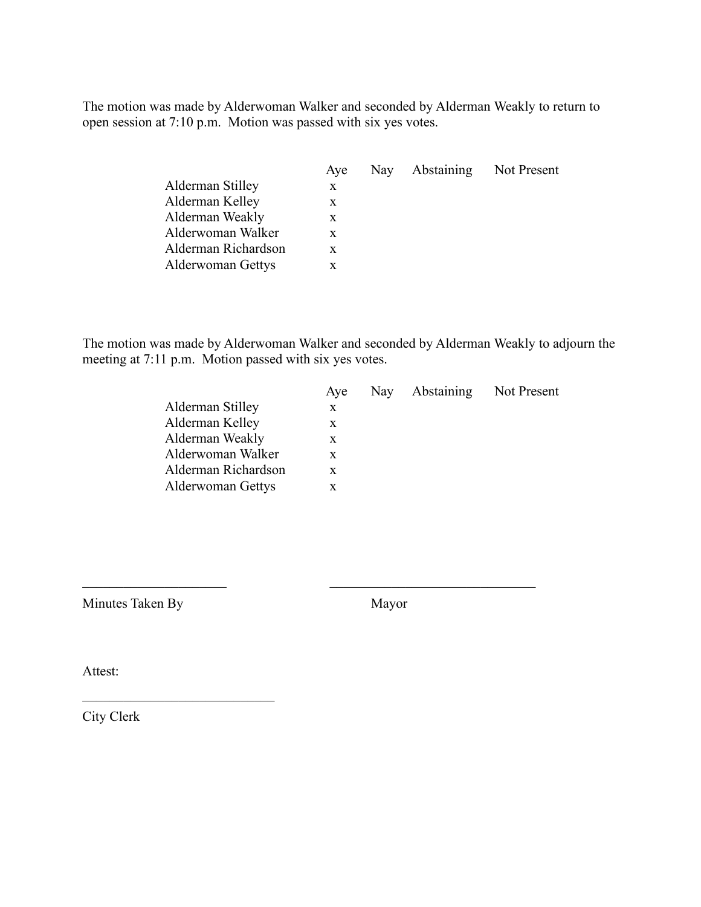The motion was made by Alderwoman Walker and seconded by Alderman Weakly to return to open session at 7:10 p.m. Motion was passed with six yes votes.

| | Aye | Nay | Abstaining | Not Present |
|---|---|---|---|---|
| Alderman Stilley | x | | | |
| Alderman Kelley | x | | | |
| Alderman Weakly | x | | | |
| Alderwoman Walker | x | | | |
| Alderman Richardson | x | | | |
| Alderwoman Gettys | x | | | |

The motion was made by Alderwoman Walker and seconded by Alderman Weakly to adjourn the meeting at 7:11 p.m. Motion passed with six yes votes.

| | Aye | Nay | Abstaining | Not Present |
|---|---|---|---|---|
| Alderman Stilley | x | | | |
| Alderman Kelley | x | | | |
| Alderman Weakly | x | | | |
| Alderwoman Walker | x | | | |
| Alderman Richardson | x | | | |
| Alderwoman Gettys | x | | | |

_____________________ _______________________________

Minutes Taken By Mayor

Attest:

____________________________

City Clerk